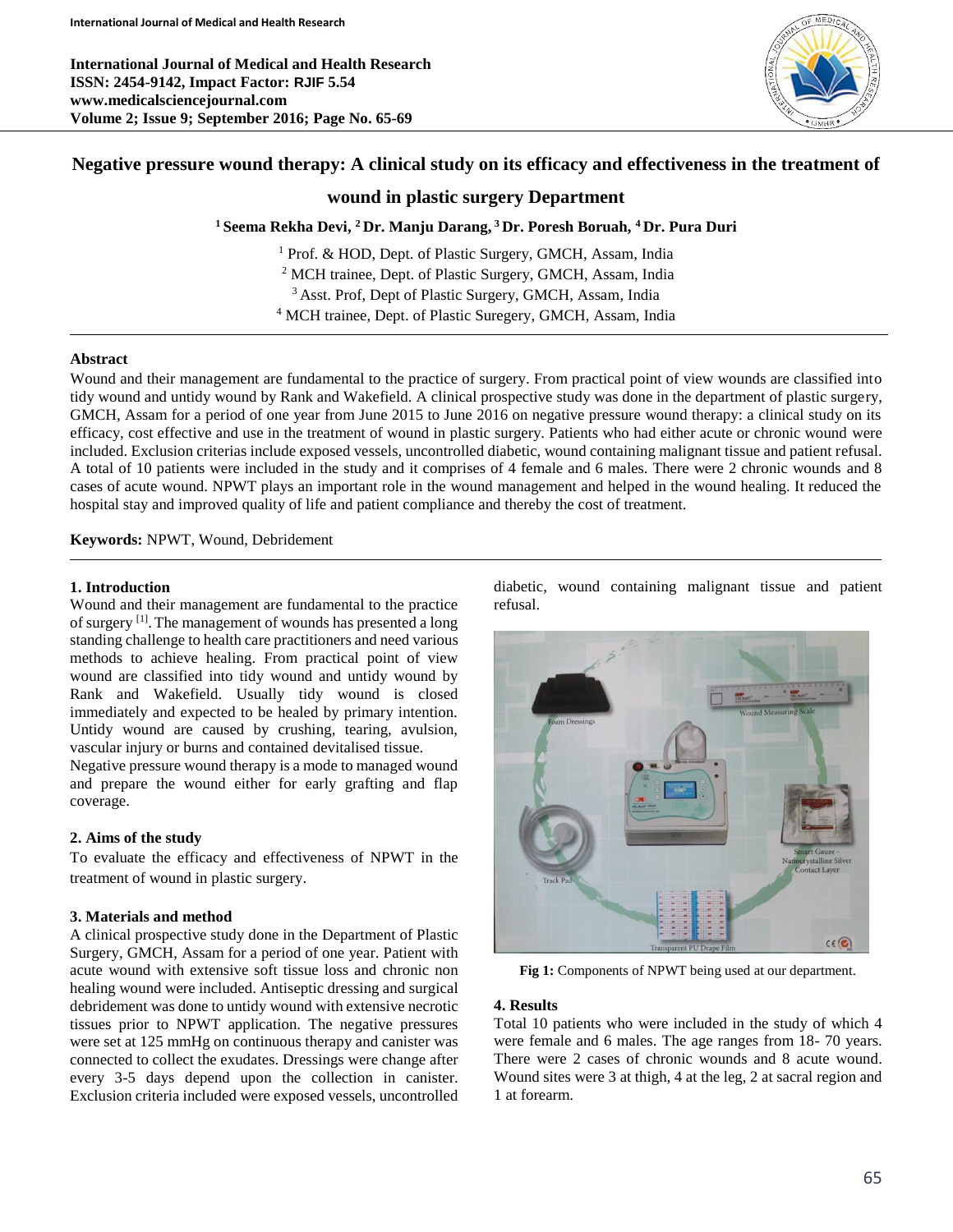# Negative pressure wound therapy: A clinical study on its efficacy and effectiveness in the treatment of wound in plastic surgery Department

**[1] Seema Rekha Devi, [2] Dr. Manju Darang, [3] Dr. Poresh Boruah, [4] Dr. Pura Duri**

[1] Prof. & HOD, Dept. of Plastic Surgery, GMCH, Assam, India
[2] MCH trainee, Dept. of Plastic Surgery, GMCH, Assam, India
[3] Asst. Prof, Dept of Plastic Surgery, GMCH, Assam, India
[4] MCH trainee, Dept. of Plastic Suregery, GMCH, Assam, India

## Abstract

Wound and their management are fundamental to the practice of surgery. From practical point of view wounds are classified into tidy wound and untidy wound by Rank and Wakefield. A clinical prospective study was done in the department of plastic surgery, GMCH, Assam for a period of one year from June 2015 to June 2016 on negative pressure wound therapy: a clinical study on its efficacy, cost effective and use in the treatment of wound in plastic surgery. Patients who had either acute or chronic wound were included. Exclusion criterias include exposed vessels, uncontrolled diabetic, wound containing malignant tissue and patient refusal. A total of 10 patients were included in the study and it comprises of 4 female and 6 males. There were 2 chronic wounds and 8 cases of acute wound. NPWT plays an important role in the wound management and helped in the wound healing. It reduced the hospital stay and improved quality of life and patient compliance and thereby the cost of treatment.

**Keywords:** NPWT, Wound, Debridement

## 1. Introduction

Wound and their management are fundamental to the practice of surgery [1]. The management of wounds has presented a long standing challenge to health care practitioners and need various methods to achieve healing. From practical point of view wound are classified into tidy wound and untidy wound by Rank and Wakefield. Usually tidy wound is closed immediately and expected to be healed by primary intention. Untidy wound are caused by crushing, tearing, avulsion, vascular injury or burns and contained devitalised tissue.

Negative pressure wound therapy is a mode to managed wound and prepare the wound either for early grafting and flap coverage.

## 2. Aims of the study

To evaluate the efficacy and effectiveness of NPWT in the treatment of wound in plastic surgery.

## 3. Materials and method

A clinical prospective study done in the Department of Plastic Surgery, GMCH, Assam for a period of one year. Patient with acute wound with extensive soft tissue loss and chronic non healing wound were included. Antiseptic dressing and surgical debridement was done to untidy wound with extensive necrotic tissues prior to NPWT application. The negative pressures were set at 125 mmHg on continuous therapy and canister was connected to collect the exudates. Dressings were change after every 3-5 days depend upon the collection in canister. Exclusion criteria included were exposed vessels, uncontrolled diabetic, wound containing malignant tissue and patient refusal.

**Fig 1:** Components of NPWT being used at our department.

## 4. Results

Total 10 patients who were included in the study of which 4 were female and 6 males. The age ranges from 18- 70 years. There were 2 cases of chronic wounds and 8 acute wound. Wound sites were 3 at thigh, 4 at the leg, 2 at sacral region and 1 at forearm.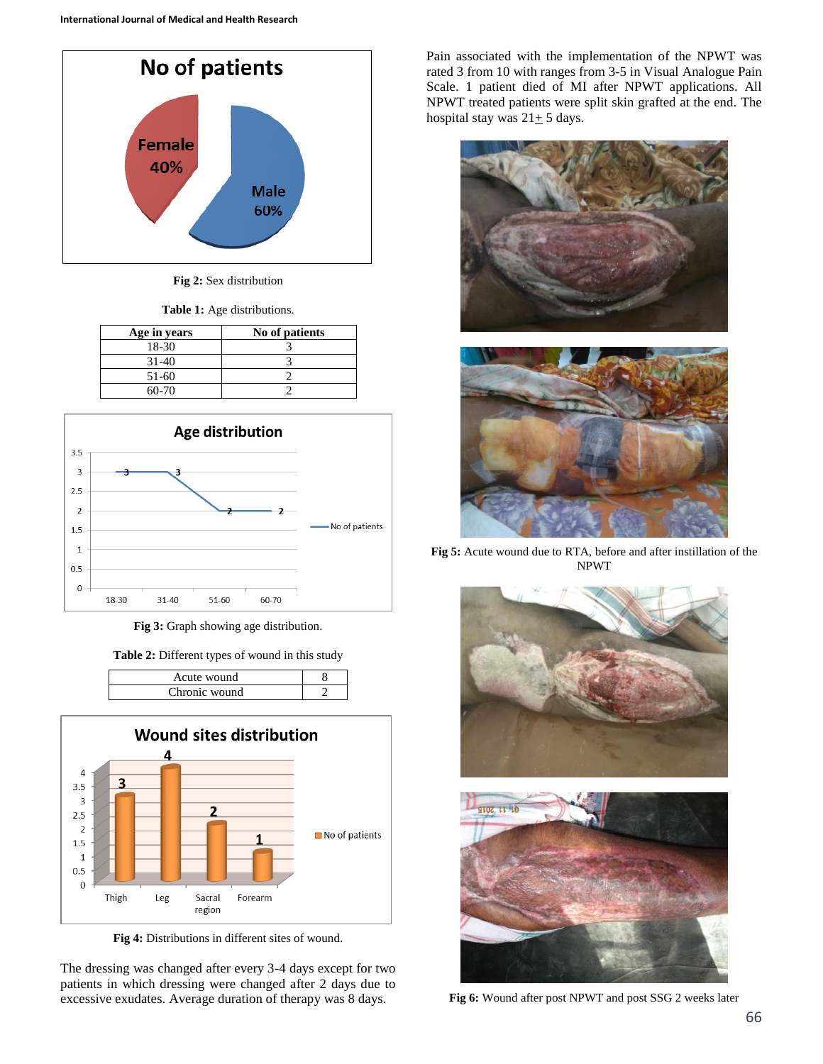Fig 2: Sex distribution

**Table 1:** Age distributions.

| Age in years | No of patients |
|---|---|
| 18-30 | 3 |
| 31-40 | 3 |
| 51-60 | 2 |
| 60-70 | 2 |

**Fig 3:** Graph showing age distribution.

**Table 2:** Different types of wound in this study

| Acute wound | 8 |
|---|---|
| Chronic wound | 2 |

**Fig 4:** Distributions in different sites of wound.

The dressing was changed after every 3-4 days except for two patients in which dressing were changed after 2 days due to excessive exudates. Average duration of therapy was 8 days.

Pain associated with the implementation of the NPWT was rated 3 from 10 with ranges from 3-5 in Visual Analogue Pain Scale. 1 patient died of MI after NPWT applications. All NPWT treated patients were split skin grafted at the end. The hospital stay was 21± 5 days.

**Fig 5:** Acute wound due to RTA, before and after instillation of the NPWT

**Fig 6:** Wound after post NPWT and post SSG 2 weeks later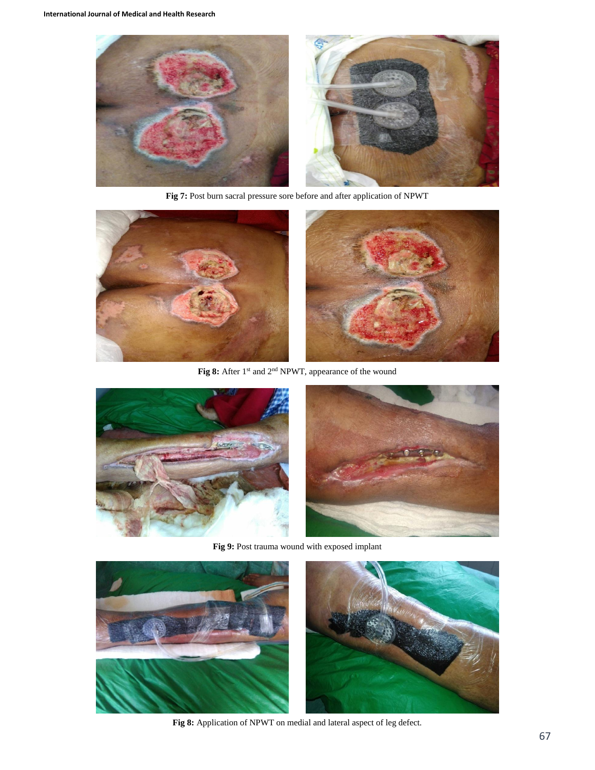**Fig 7:** Post burn sacral pressure sore before and after application of NPWT

**Fig 8:** After 1st and 2nd NPWT, appearance of the wound

**Fig 9:** Post trauma wound with exposed implant

**Fig 8:** Application of NPWT on medial and lateral aspect of leg defect.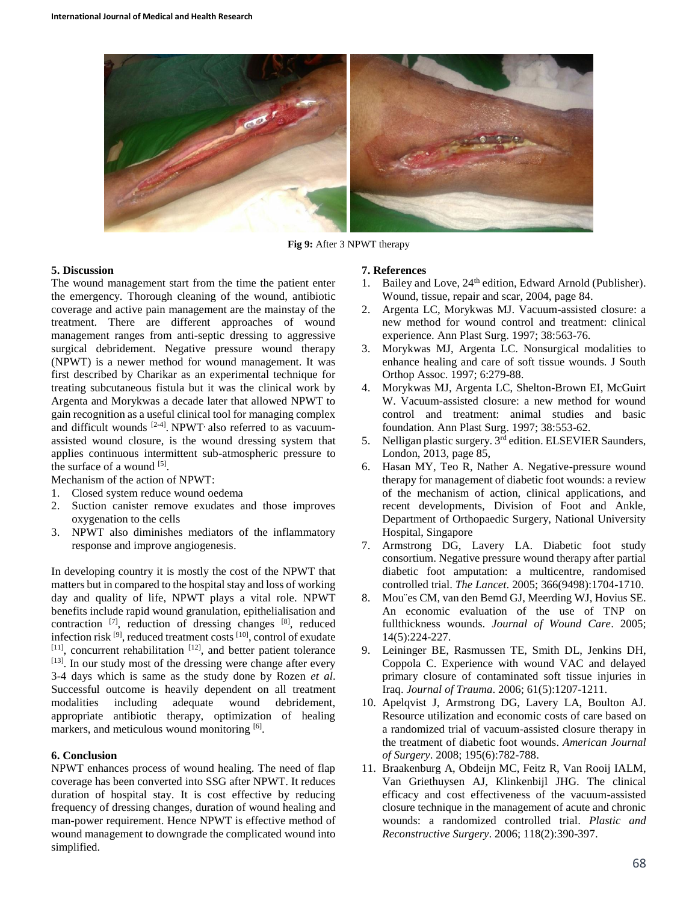Fig 9: After 3 NPWT therapy

## 5. Discussion

The wound management start from the time the patient enter the emergency. Thorough cleaning of the wound, antibiotic coverage and active pain management are the mainstay of the treatment. There are different approaches of wound management ranges from anti-septic dressing to aggressive surgical debridement. Negative pressure wound therapy (NPWT) is a newer method for wound management. It was first described by Charikar as an experimental technique for treating subcutaneous fistula but it was the clinical work by Argenta and Morykwas a decade later that allowed NPWT to gain recognition as a useful clinical tool for managing complex and difficult wounds [2-4]. NPWT, also referred to as vacuum-assisted wound closure, is the wound dressing system that applies continuous intermittent sub-atmospheric pressure to the surface of a wound [5].

Mechanism of the action of NPWT:

1. Closed system reduce wound oedema
2. Suction canister remove exudates and those improves oxygenation to the cells
3. NPWT also diminishes mediators of the inflammatory response and improve angiogenesis.

In developing country it is mostly the cost of the NPWT that matters but in compared to the hospital stay and loss of working day and quality of life, NPWT plays a vital role. NPWT benefits include rapid wound granulation, epithelialisation and contraction [7], reduction of dressing changes [8], reduced infection risk [9], reduced treatment costs [10], control of exudate [11], concurrent rehabilitation [12], and better patient tolerance [13]. In our study most of the dressing were change after every 3-4 days which is same as the study done by Rozen *et al*. Successful outcome is heavily dependent on all treatment modalities including adequate wound debridement, appropriate antibiotic therapy, optimization of healing markers, and meticulous wound monitoring [6].

## 6. Conclusion

NPWT enhances process of wound healing. The need of flap coverage has been converted into SSG after NPWT. It reduces duration of hospital stay. It is cost effective by reducing frequency of dressing changes, duration of wound healing and man-power requirement. Hence NPWT is effective method of wound management to downgrade the complicated wound into simplified.

## 7. References

1. Bailey and Love, 24th edition, Edward Arnold (Publisher). Wound, tissue, repair and scar, 2004, page 84.
2. Argenta LC, Morykwas MJ. Vacuum-assisted closure: a new method for wound control and treatment: clinical experience. Ann Plast Surg. 1997; 38:563-76.
3. Morykwas MJ, Argenta LC. Nonsurgical modalities to enhance healing and care of soft tissue wounds. J South Orthop Assoc. 1997; 6:279-88.
4. Morykwas MJ, Argenta LC, Shelton-Brown EI, McGuirt W. Vacuum-assisted closure: a new method for wound control and treatment: animal studies and basic foundation. Ann Plast Surg. 1997; 38:553-62.
5. Nelligan plastic surgery. 3rd edition. ELSEVIER Saunders, London, 2013, page 85,
6. Hasan MY, Teo R, Nather A. Negative-pressure wound therapy for management of diabetic foot wounds: a review of the mechanism of action, clinical applications, and recent developments, Division of Foot and Ankle, Department of Orthopaedic Surgery, National University Hospital, Singapore
7. Armstrong DG, Lavery LA. Diabetic foot study consortium. Negative pressure wound therapy after partial diabetic foot amputation: a multicentre, randomised controlled trial. *The Lancet*. 2005; 366(9498):1704-1710.
8. Mou¨es CM, van den Bemd GJ, Meerding WJ, Hovius SE. An economic evaluation of the use of TNP on fullthickness wounds. *Journal of Wound Care*. 2005; 14(5):224-227.
9. Leininger BE, Rasmussen TE, Smith DL, Jenkins DH, Coppola C. Experience with wound VAC and delayed primary closure of contaminated soft tissue injuries in Iraq. *Journal of Trauma*. 2006; 61(5):1207-1211.
10. Apelqvist J, Armstrong DG, Lavery LA, Boulton AJ. Resource utilization and economic costs of care based on a randomized trial of vacuum-assisted closure therapy in the treatment of diabetic foot wounds. *American Journal of Surgery*. 2008; 195(6):782-788.
11. Braakenburg A, Obdeijn MC, Feitz R, Van Rooij IALM, Van Griethuysen AJ, Klinkenbijl JHG. The clinical efficacy and cost effectiveness of the vacuum-assisted closure technique in the management of acute and chronic wounds: a randomized controlled trial. *Plastic and Reconstructive Surgery*. 2006; 118(2):390-397.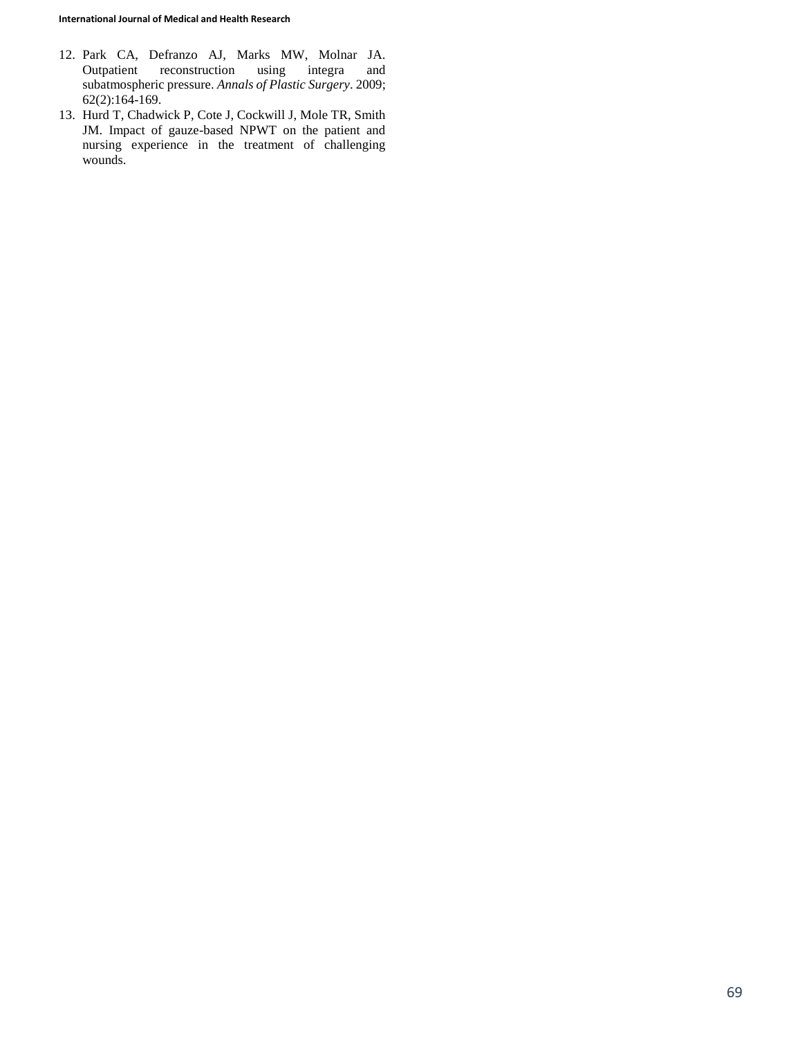12. Park CA, Defranzo AJ, Marks MW, Molnar JA. Outpatient reconstruction using integra and subatmospheric pressure. *Annals of Plastic Surgery*. 2009; 62(2):164-169.
13. Hurd T, Chadwick P, Cote J, Cockwill J, Mole TR, Smith JM. Impact of gauze-based NPWT on the patient and nursing experience in the treatment of challenging wounds.